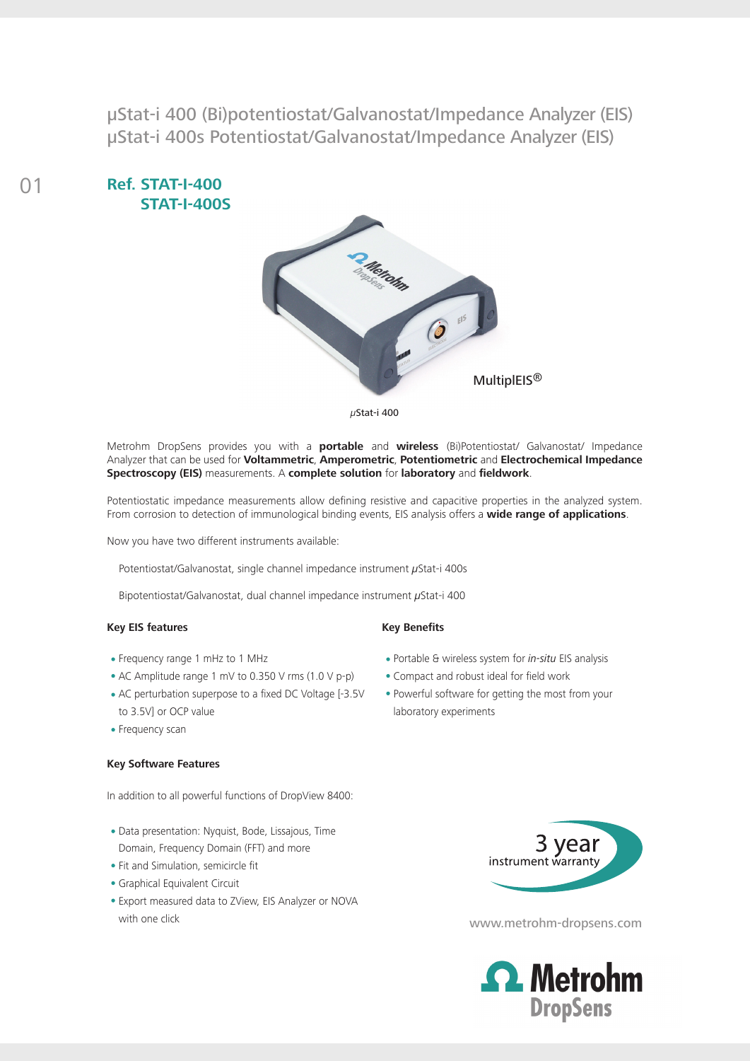# µStat-i 400 (Bi)potentiostat/Galvanostat/Impedance Analyzer (EIS)
# µStat-i 400s Potentiostat/Galvanostat/Impedance Analyzer (EIS)

01

## Ref. STAT-I-400
## STAT-I-400S

MultiplEIS®

*µ*Stat-i 400

Metrohm DropSens provides you with a **portable** and **wireless** (Bi)Potentiostat/ Galvanostat/ Impedance Analyzer that can be used for **Voltammetric**, **Amperometric**, **Potentiometric** and **Electrochemical Impedance Spectroscopy (EIS)** measurements. A **complete solution** for **laboratory** and **fieldwork**.

Potentiostatic impedance measurements allow defining resistive and capacitive properties in the analyzed system. From corrosion to detection of immunological binding events, EIS analysis offers a **wide range of applications**.

Now you have two different instruments available:

Potentiostat/Galvanostat, single channel impedance instrument *µ*Stat-i 400s

Bipotentiostat/Galvanostat, dual channel impedance instrument *µ*Stat-i 400

### Key EIS features

- Frequency range 1 mHz to 1 MHz
- AC Amplitude range 1 mV to 0.350 V rms (1.0 V p-p)
- AC perturbation superpose to a fixed DC Voltage [-3.5V to 3.5V] or OCP value
- Frequency scan

### Key Benefits

- Portable & wireless system for *in-situ* EIS analysis
- Compact and robust ideal for field work
- Powerful software for getting the most from your laboratory experiments

### Key Software Features

In addition to all powerful functions of DropView 8400:

- Data presentation: Nyquist, Bode, Lissajous, Time Domain, Frequency Domain (FFT) and more
- Fit and Simulation, semicircle fit
- Graphical Equivalent Circuit
- Export measured data to ZView, EIS Analyzer or NOVA with one click

3 year instrument warranty

www.metrohm-dropsens.com

Metrohm DropSens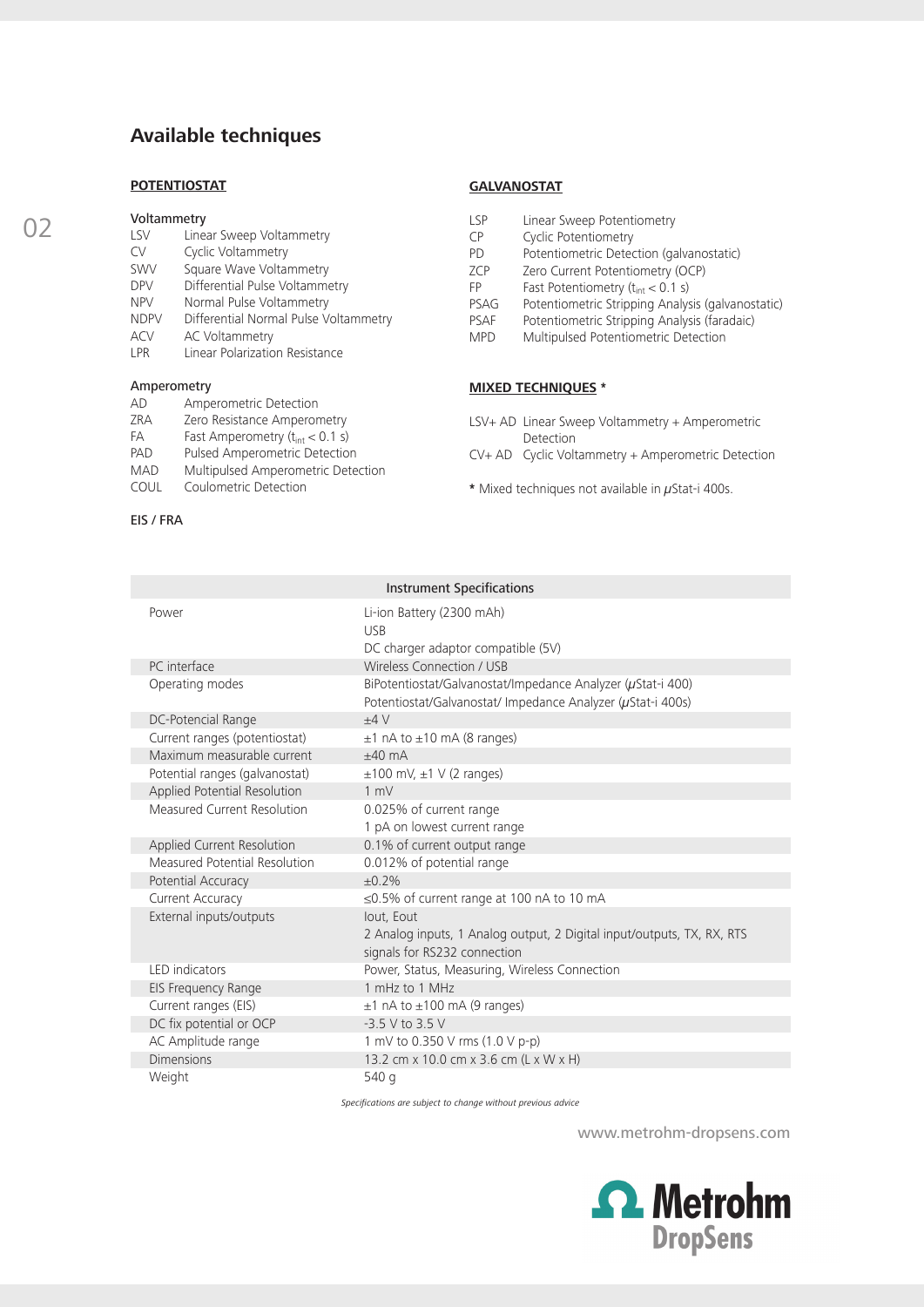# Available techniques

## POTENTIOSTAT

### Voltammetry

| | |
|---|---|
| LSV | Linear Sweep Voltammetry |
| CV | Cyclic Voltammetry |
| SWV | Square Wave Voltammetry |
| DPV | Differential Pulse Voltammetry |
| NPV | Normal Pulse Voltammetry |
| NDPV | Differential Normal Pulse Voltammetry |
| ACV | AC Voltammetry |
| LPR | Linear Polarization Resistance |

### Amperometry

| | |
|---|---|
| AD | Amperometric Detection |
| ZRA | Zero Resistance Amperometry |
| FA | Fast Amperometry ($t_{int} < 0.1$ s) |
| PAD | Pulsed Amperometric Detection |
| MAD | Multipulsed Amperometric Detection |
| COUL | Coulometric Detection |

EIS / FRA

## GALVANOSTAT

| | |
|---|---|
| LSP | Linear Sweep Potentiometry |
| CP | Cyclic Potentiometry |
| PD | Potentiometric Detection (galvanostatic) |
| ZCP | Zero Current Potentiometry (OCP) |
| FP | Fast Potentiometry ($t_{int} < 0.1$ s) |
| PSAG | Potentiometric Stripping Analysis (galvanostatic) |
| PSAF | Potentiometric Stripping Analysis (faradaic) |
| MPD | Multipulsed Potentiometric Detection |

## MIXED TECHNIQUES *

| | |
|---|---|
| LSV+ AD | Linear Sweep Voltammetry + Amperometric Detection |
| CV+ AD | Cyclic Voltammetry + Amperometric Detection |

* Mixed techniques not available in μStat-i 400s.

| Instrument Specifications | |
|---|---|
| Power | Li-ion Battery (2300 mAh)<br>USB<br>DC charger adaptor compatible (5V) |
| PC interface | Wireless Connection / USB |
| Operating modes | BiPotentiostat/Galvanostat/Impedance Analyzer (μStat-i 400)<br>Potentiostat/Galvanostat/ Impedance Analyzer (μStat-i 400s) |
| DC-Potencial Range | ±4 V |
| Current ranges (potentiostat) | ±1 nA to ±10 mA (8 ranges) |
| Maximum measurable current | ±40 mA |
| Potential ranges (galvanostat) | ±100 mV, ±1 V (2 ranges) |
| Applied Potential Resolution | 1 mV |
| Measured Current Resolution | 0.025% of current range<br>1 pA on lowest current range |
| Applied Current Resolution | 0.1% of current output range |
| Measured Potential Resolution | 0.012% of potential range |
| Potential Accuracy | ±0.2% |
| Current Accuracy | ≤0.5% of current range at 100 nA to 10 mA |
| External inputs/outputs | Iout, Eout<br>2 Analog inputs, 1 Analog output, 2 Digital input/outputs, TX, RX, RTS signals for RS232 connection |
| LED indicators | Power, Status, Measuring, Wireless Connection |
| EIS Frequency Range | 1 mHz to 1 MHz |
| Current ranges (EIS) | ±1 nA to ±100 mA (9 ranges) |
| DC fix potential or OCP | -3.5 V to 3.5 V |
| AC Amplitude range | 1 mV to 0.350 V rms (1.0 V p-p) |
| Dimensions | 13.2 cm x 10.0 cm x 3.6 cm (L x W x H) |
| Weight | 540 g |

*Specifications are subject to change without previous advice*

www.metrohm-dropsens.com

Metrohm DropSens